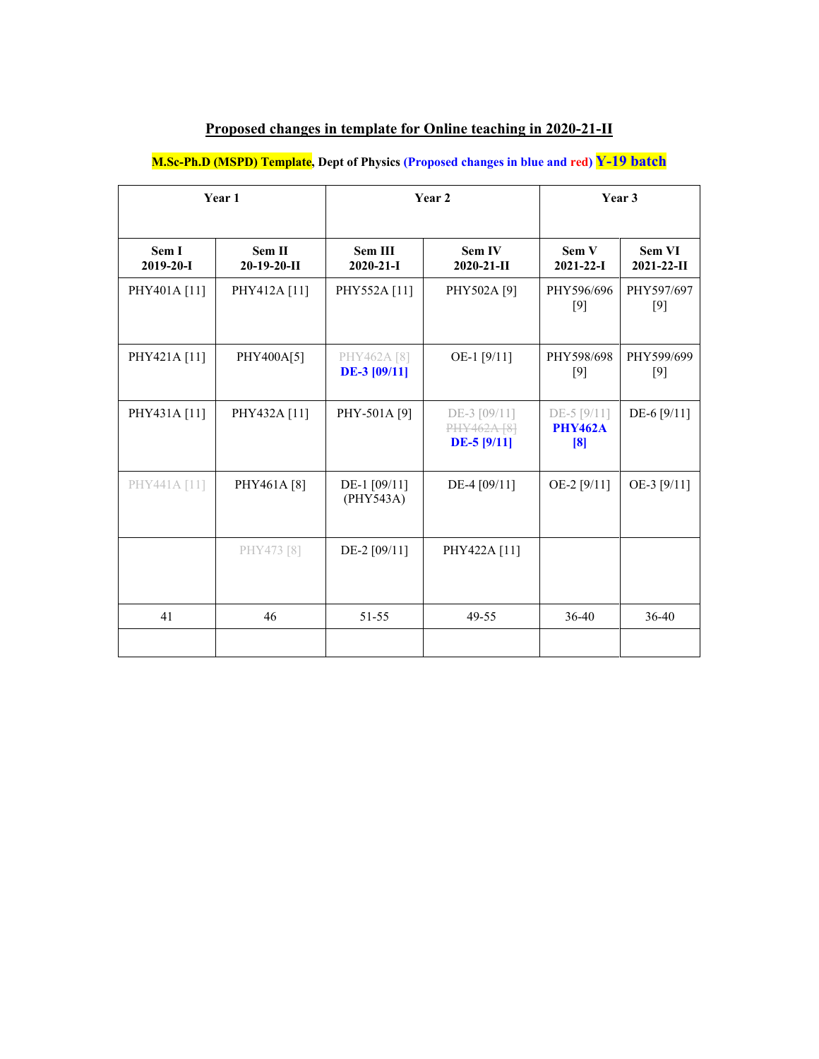## Proposed changes in template for Online teaching in 2020-21-II

**M.Sc-Ph.D (MSPD) Template**, **Dept of Physics (Proposed changes in blue and red) Y-19 batch**

| Year 1 | | Year 2 | | Year 3 | |
|---|---|---|---|---|---|
| **Sem I 2019-20-I** | **Sem II 20-19-20-II** | **Sem III 2020-21-I** | **Sem IV 2020-21-II** | **Sem V 2021-22-I** | **Sem VI 2021-22-II** |
| PHY401A [11] | PHY412A [11] | PHY552A [11] | PHY502A [9] | PHY596/696 [9] | PHY597/697 [9] |
| PHY421A [11] | PHY400A[5] | PHY462A [8] **DE-3 [09/11]** | OE-1 [9/11] | PHY598/698 [9] | PHY599/699 [9] |
| PHY431A [11] | PHY432A [11] | PHY-501A [9] | DE-3 [09/11] ~~PHY462A [8]~~ **DE-5 [9/11]** | DE-5 [9/11] **PHY462A [8]** | DE-6 [9/11] |
| PHY441A [11] | PHY461A [8] | DE-1 [09/11] (PHY543A) | DE-4 [09/11] | OE-2 [9/11] | OE-3 [9/11] |
| | PHY473 [8] | DE-2 [09/11] | PHY422A [11] | | |
| 41 | 46 | 51-55 | 49-55 | 36-40 | 36-40 |
| | | | | | |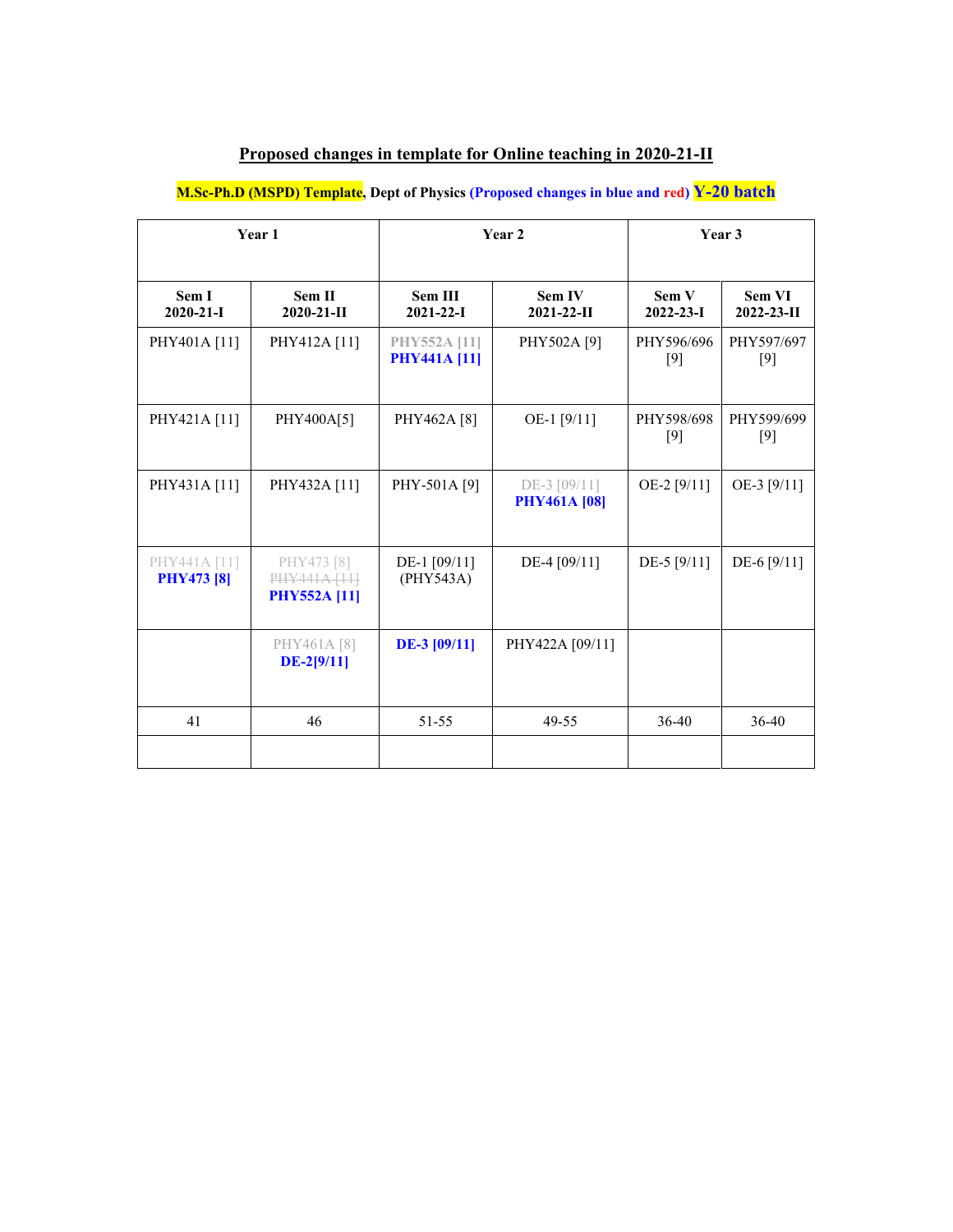## Proposed changes in template for Online teaching in 2020-21-II

**M.Sc-Ph.D (MSPD) Template, Dept of Physics (Proposed changes in blue and red) Y-20 batch**

| Year 1 | | Year 2 | | Year 3 | |
|---|---|---|---|---|---|
| **Sem I 2020-21-I** | **Sem II 2020-21-II** | **Sem III 2021-22-I** | **Sem IV 2021-22-II** | **Sem V 2022-23-I** | **Sem VI 2022-23-II** |
| PHY401A [11] | PHY412A [11] | PHY552A [11] **PHY441A [11]** | PHY502A [9] | PHY596/696 [9] | PHY597/697 [9] |
| PHY421A [11] | PHY400A[5] | PHY462A [8] | OE-1 [9/11] | PHY598/698 [9] | PHY599/699 [9] |
| PHY431A [11] | PHY432A [11] | PHY-501A [9] | DE-3 [09/11] **PHY461A [08]** | OE-2 [9/11] | OE-3 [9/11] |
| PHY441A [11] **PHY473 [8]** | PHY473 [8] ~~PHY441A [11]~~ **PHY552A [11]** | DE-1 [09/11] (PHY543A) | DE-4 [09/11] | DE-5 [9/11] | DE-6 [9/11] |
| | PHY461A [8] **DE-2[9/11]** | **DE-3 [09/11]** | PHY422A [09/11] | | |
| 41 | 46 | 51-55 | 49-55 | 36-40 | 36-40 |
| | | | | | |